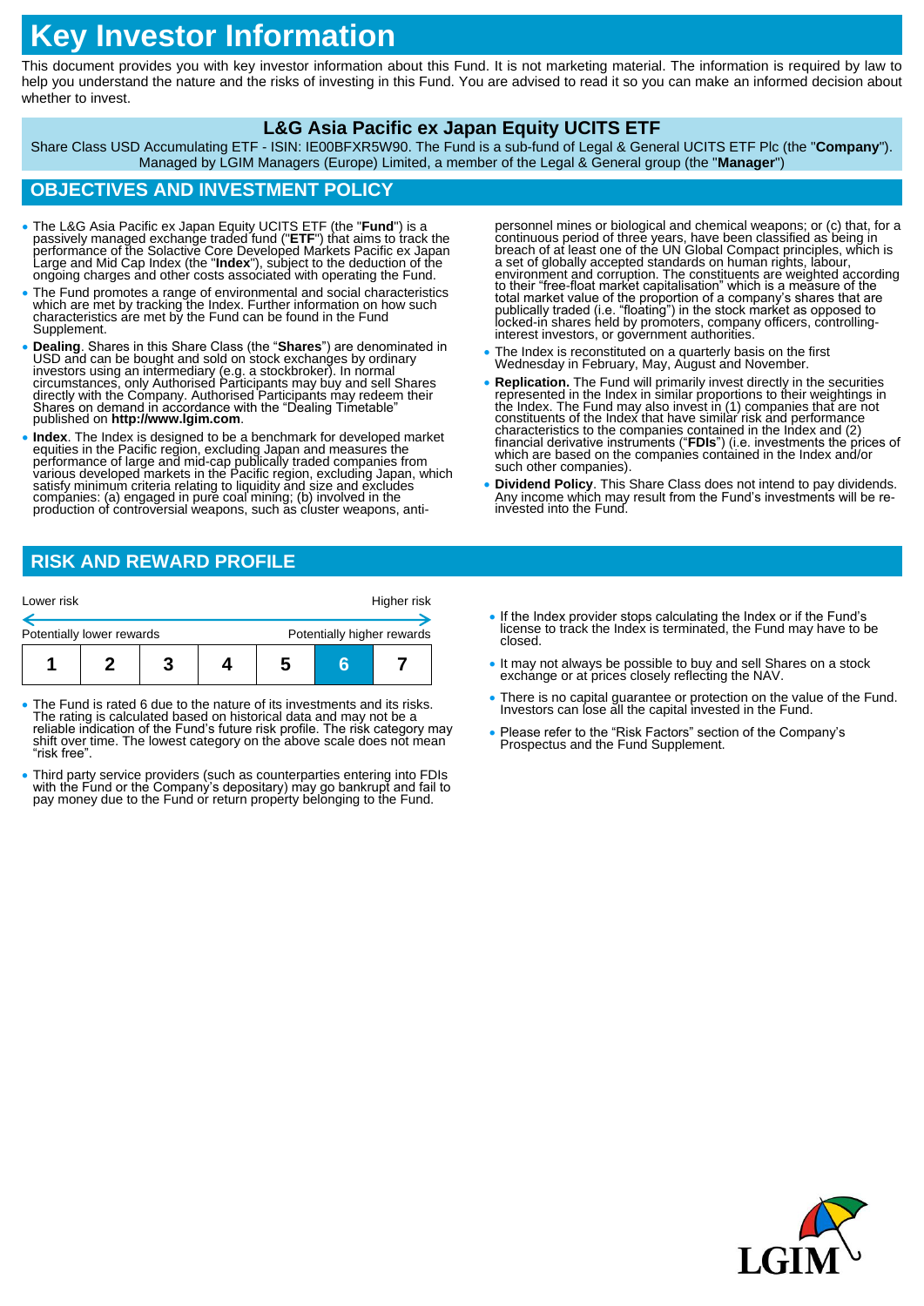# Key Investor Information

This document provides you with key investor information about this Fund. It is not marketing material. The information is required by law to help you understand the nature and the risks of investing in this Fund. You are advised to read it so you can make an informed decision about whether to invest.

## L&G Asia Pacific ex Japan Equity UCITS ETF

Share Class USD Accumulating ETF - ISIN: IE00BFXR5W90. The Fund is a sub-fund of Legal & General UCITS ETF Plc (the "**Company**"). Managed by LGIM Managers (Europe) Limited, a member of the Legal & General group (the "**Manager**")

## OBJECTIVES AND INVESTMENT POLICY

- The L&G Asia Pacific ex Japan Equity UCITS ETF (the "**Fund**") is a passively managed exchange traded fund ("**ETF**") that aims to track the performance of the Solactive Core Developed Markets Pacific ex Japan Large and Mid Cap Index (the "**Index**"), subject to the deduction of the ongoing charges and other costs associated with operating the Fund.
- The Fund promotes a range of environmental and social characteristics which are met by tracking the Index. Further information on how such characteristics are met by the Fund can be found in the Fund Supplement.
- **Dealing**. Shares in this Share Class (the "**Shares**") are denominated in USD and can be bought and sold on stock exchanges by ordinary investors using an intermediary (e.g. a stockbroker). In normal circumstances, only Authorised Participants may buy and sell Shares directly with the Company. Authorised Participants may redeem their Shares on demand in accordance with the "Dealing Timetable" published on **http://www.lgim.com**.
- **Index**. The Index is designed to be a benchmark for developed market equities in the Pacific region, excluding Japan and measures the performance of large and mid-cap publically traded companies from various developed markets in the Pacific region, excluding Japan, which satisfy minimum criteria relating to liquidity and size and excludes companies: (a) engaged in pure coal mining; (b) involved in the production of controversial weapons, such as cluster weapons, anti-personnel mines or biological and chemical weapons; or (c) that, for a continuous period of three years, have been classified as being in breach of at least one of the UN Global Compact principles, which is a set of globally accepted standards on human rights, labour, environment and corruption. The constituents are weighted according to their "free-float market capitalisation" which is a measure of the total market value of the proportion of a company's shares that are publically traded (i.e. "floating") in the stock market as opposed to locked-in shares held by promoters, company officers, controlling-interest investors, or government authorities.
- The Index is reconstituted on a quarterly basis on the first Wednesday in February, May, August and November.
- **Replication.** The Fund will primarily invest directly in the securities represented in the Index in similar proportions to their weightings in the Index. The Fund may also invest in (1) companies that are not constituents of the Index that have similar risk and performance characteristics to the companies contained in the Index and (2) financial derivative instruments ("**FDIs**") (i.e. investments the prices of which are based on the companies contained in the Index and/or such other companies).
- **Dividend Policy**. This Share Class does not intend to pay dividends. Any income which may result from the Fund's investments will be re-invested into the Fund.

## RISK AND REWARD PROFILE

| Lower risk | | | | | | Higher risk |
|---|---|---|---|---|---|---|
| Potentially lower rewards | | | | | | Potentially higher rewards |
| 1 | 2 | 3 | 4 | 5 | **6** | 7 |

- The Fund is rated 6 due to the nature of its investments and its risks. The rating is calculated based on historical data and may not be a reliable indication of the Fund's future risk profile. The risk category may shift over time. The lowest category on the above scale does not mean "risk free".
- Third party service providers (such as counterparties entering into FDIs with the Fund or the Company's depositary) may go bankrupt and fail to pay money due to the Fund or return property belonging to the Fund.
- If the Index provider stops calculating the Index or if the Fund's license to track the Index is terminated, the Fund may have to be closed.
- It may not always be possible to buy and sell Shares on a stock exchange or at prices closely reflecting the NAV.
- There is no capital guarantee or protection on the value of the Fund. Investors can lose all the capital invested in the Fund.
- Please refer to the "Risk Factors" section of the Company's Prospectus and the Fund Supplement.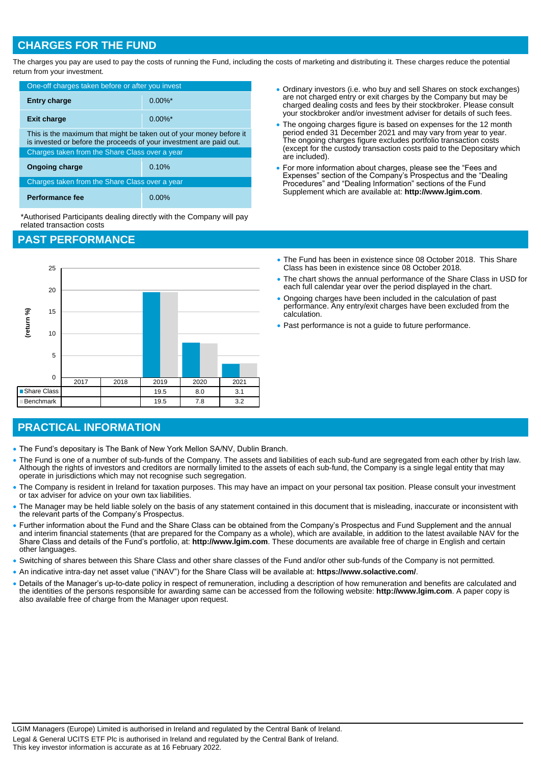## CHARGES FOR THE FUND

The charges you pay are used to pay the costs of running the Fund, including the costs of marketing and distributing it. These charges reduce the potential return from your investment.

| One-off charges taken before or after you invest | |
|---|---|
| **Entry charge** | 0.00%* |
| **Exit charge** | 0.00%* |
| This is the maximum that might be taken out of your money before it is invested or before the proceeds of your investment are paid out. | |
| Charges taken from the Share Class over a year | |
| **Ongoing charge** | 0.10% |
| Charges taken from the Share Class over a year | |
| **Performance fee** | 0.00% |

*Authorised Participants dealing directly with the Company will pay related transaction costs

- Ordinary investors (i.e. who buy and sell Shares on stock exchanges) are not charged entry or exit charges by the Company but may be charged dealing costs and fees by their stockbroker. Please consult your stockbroker and/or investment adviser for details of such fees.
- The ongoing charges figure is based on expenses for the 12 month period ended 31 December 2021 and may vary from year to year. The ongoing charges figure excludes portfolio transaction costs (except for the custody transaction costs paid to the Depositary which are included).
- For more information about charges, please see the “Fees and Expenses” section of the Company’s Prospectus and the “Dealing Procedures” and “Dealing Information” sections of the Fund Supplement which are available at: **http://www.lgim.com**.

## PAST PERFORMANCE

(return %)

25
20
15
10
5
0

| | 2017 | 2018 | 2019 | 2020 | 2021 |
|---|---|---|---|---|---|
| Share Class | | | 19.5 | 8.0 | 3.1 |
| Benchmark | | | 19.5 | 7.8 | 3.2 |

- The Fund has been in existence since 08 October 2018. This Share Class has been in existence since 08 October 2018.
- The chart shows the annual performance of the Share Class in USD for each full calendar year over the period displayed in the chart.
- Ongoing charges have been included in the calculation of past performance. Any entry/exit charges have been excluded from the calculation.
- Past performance is not a guide to future performance.

## PRACTICAL INFORMATION

- The Fund’s depositary is The Bank of New York Mellon SA/NV, Dublin Branch.
- The Fund is one of a number of sub-funds of the Company. The assets and liabilities of each sub-fund are segregated from each other by Irish law. Although the rights of investors and creditors are normally limited to the assets of each sub-fund, the Company is a single legal entity that may operate in jurisdictions which may not recognise such segregation.
- The Company is resident in Ireland for taxation purposes. This may have an impact on your personal tax position. Please consult your investment or tax adviser for advice on your own tax liabilities.
- The Manager may be held liable solely on the basis of any statement contained in this document that is misleading, inaccurate or inconsistent with the relevant parts of the Company’s Prospectus.
- Further information about the Fund and the Share Class can be obtained from the Company’s Prospectus and Fund Supplement and the annual and interim financial statements (that are prepared for the Company as a whole), which are available, in addition to the latest available NAV for the Share Class and details of the Fund’s portfolio, at: **http://www.lgim.com**. These documents are available free of charge in English and certain other languages.
- Switching of shares between this Share Class and other share classes of the Fund and/or other sub-funds of the Company is not permitted.
- An indicative intra-day net asset value (“iNAV”) for the Share Class will be available at: **https://www.solactive.com/**.
- Details of the Manager’s up-to-date policy in respect of remuneration, including a description of how remuneration and benefits are calculated and the identities of the persons responsible for awarding same can be accessed from the following website: **http://www.lgim.com**. A paper copy is also available free of charge from the Manager upon request.

LGIM Managers (Europe) Limited is authorised in Ireland and regulated by the Central Bank of Ireland.
Legal & General UCITS ETF Plc is authorised in Ireland and regulated by the Central Bank of Ireland.
This key investor information is accurate as at 16 February 2022.